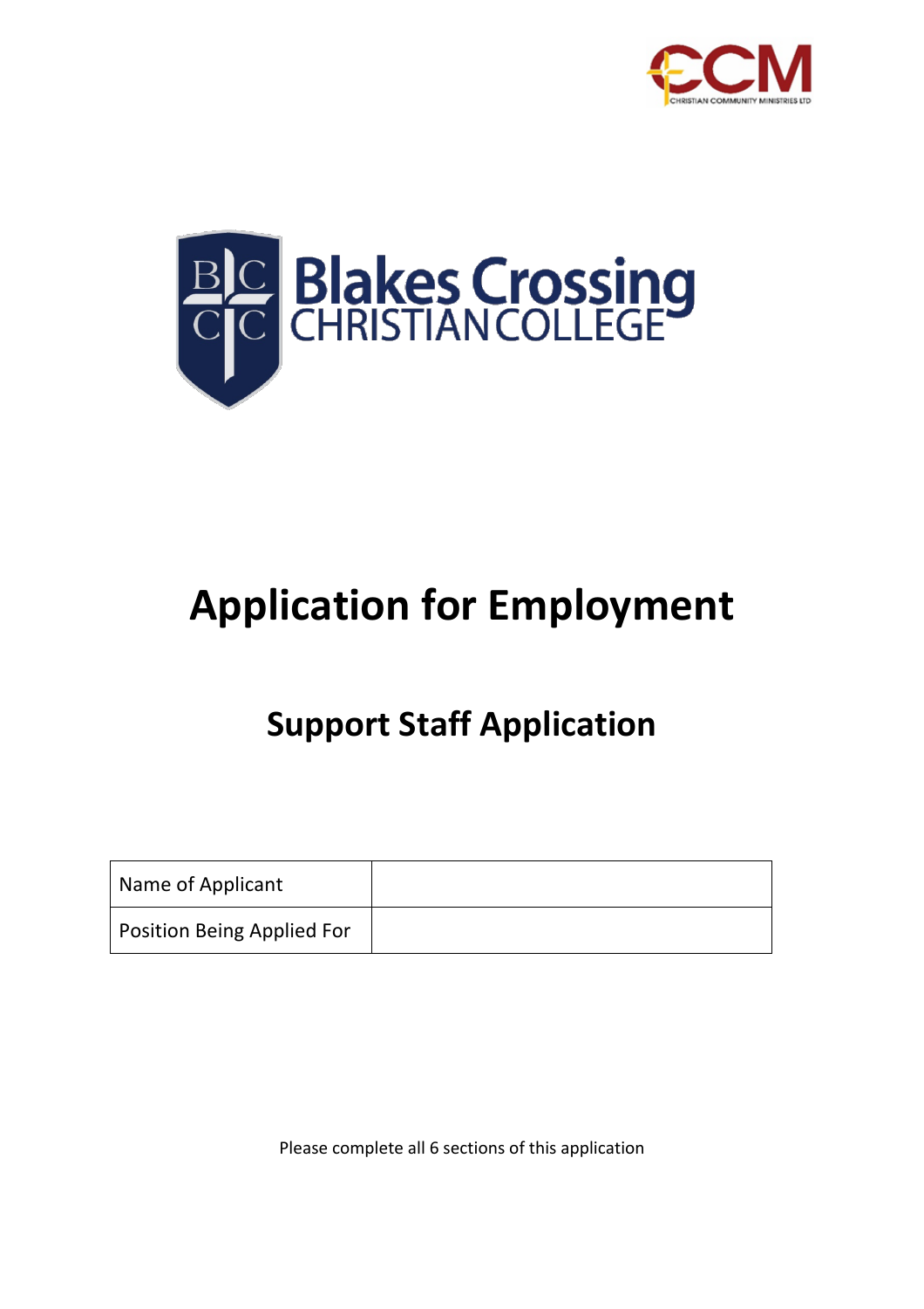# Application for Employment

## Support Staff Application

| Name of Applicant | |
|---|---|
| Position Being Applied For | |

Please complete all 6 sections of this application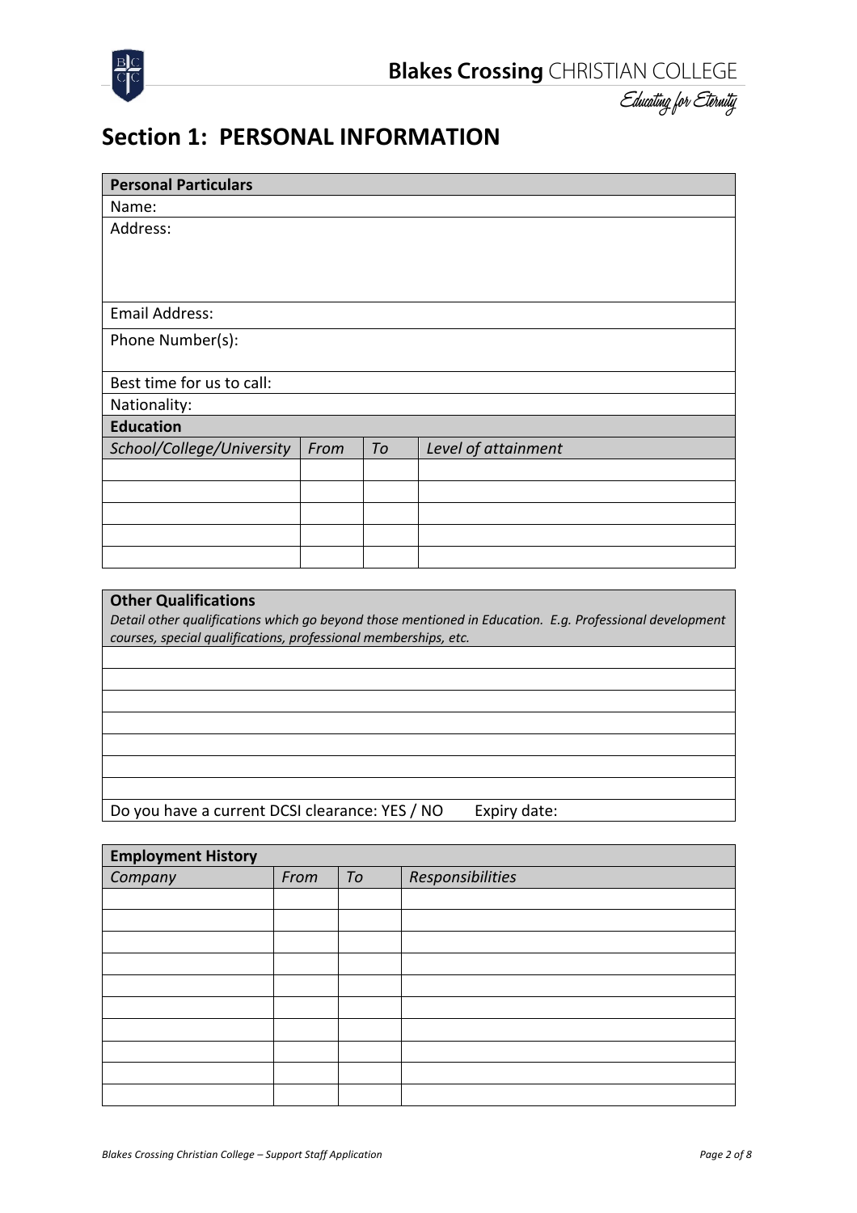## Section 1: PERSONAL INFORMATION

| **Personal Particulars** |
|---|
| Name: |
| Address: |
| Email Address: |
| Phone Number(s): |
| Best time for us to call: |
| Nationality: |

**Education**

| *School/College/University* | *From* | *To* | *Level of attainment* |
|---|---|---|---|
| | | | |
| | | | |
| | | | |
| | | | |
| | | | |

| **Other Qualifications**<br>*Detail other qualifications which go beyond those mentioned in Education. E.g. Professional development courses, special qualifications, professional memberships, etc.* |
|---|
| |
| |
| |
| |
| |
| |
| |
| Do you have a current DCSI clearance: YES / NO Expiry date: |

**Employment History**

| *Company* | *From* | *To* | *Responsibilities* |
|---|---|---|---|
| | | | |
| | | | |
| | | | |
| | | | |
| | | | |
| | | | |
| | | | |
| | | | |
| | | | |
| | | | |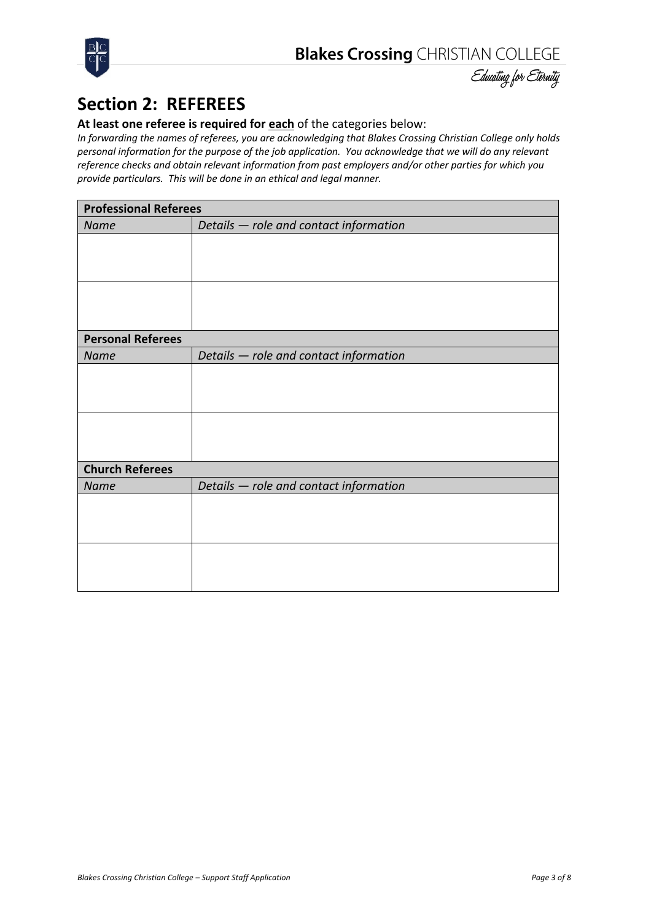## Section 2: REFEREES

**At least one referee is required for <u>each</u>** of the categories below:

*In forwarding the names of referees, you are acknowledging that Blakes Crossing Christian College only holds personal information for the purpose of the job application. You acknowledge that we will do any relevant reference checks and obtain relevant information from past employers and/or other parties for which you provide particulars. This will be done in an ethical and legal manner.*

| **Professional Referees** | |
|---|---|
| *Name* | *Details — role and contact information* |
| | |
| | |
| **Personal Referees** | |
| *Name* | *Details — role and contact information* |
| | |
| | |
| **Church Referees** | |
| *Name* | *Details — role and contact information* |
| | |
| | |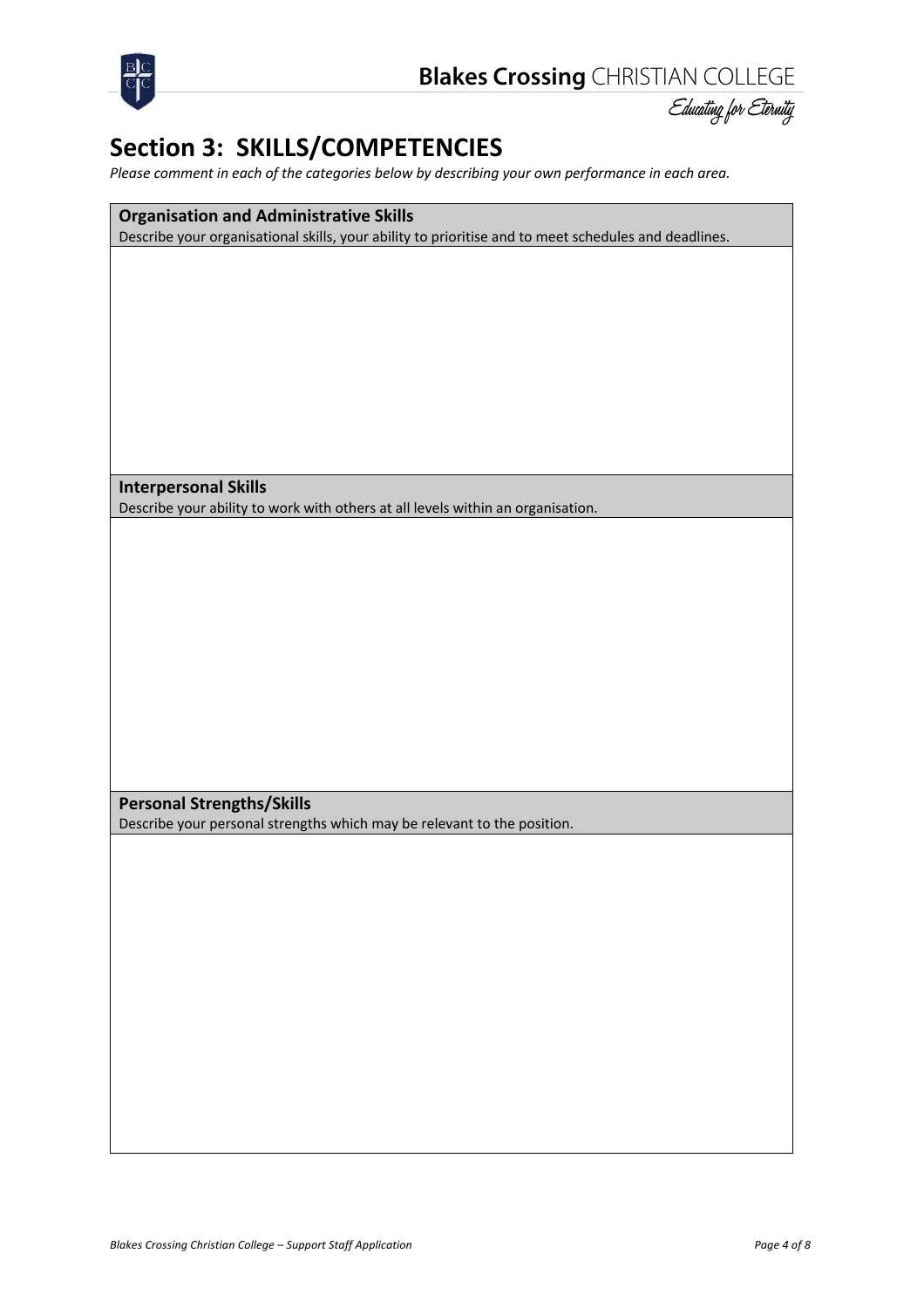## Section 3: SKILLS/COMPETENCIES

*Please comment in each of the categories below by describing your own performance in each area.*

| **Organisation and Administrative Skills**<br>Describe your organisational skills, your ability to prioritise and to meet schedules and deadlines. |
|---|
| |
| **Interpersonal Skills**<br>Describe your ability to work with others at all levels within an organisation. |
| |
| **Personal Strengths/Skills**<br>Describe your personal strengths which may be relevant to the position. |
| |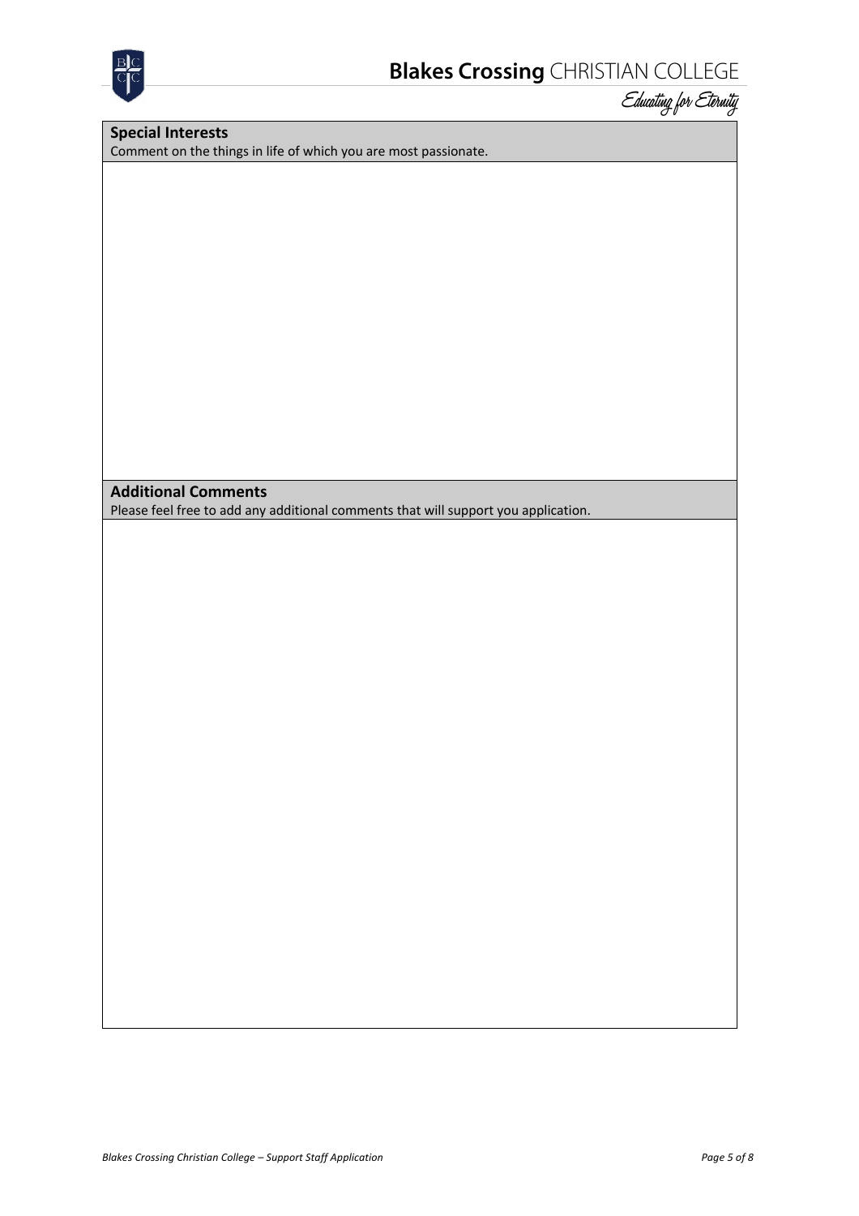**Special Interests**

Comment on the things in life of which you are most passionate.

**Additional Comments**

Please feel free to add any additional comments that will support you application.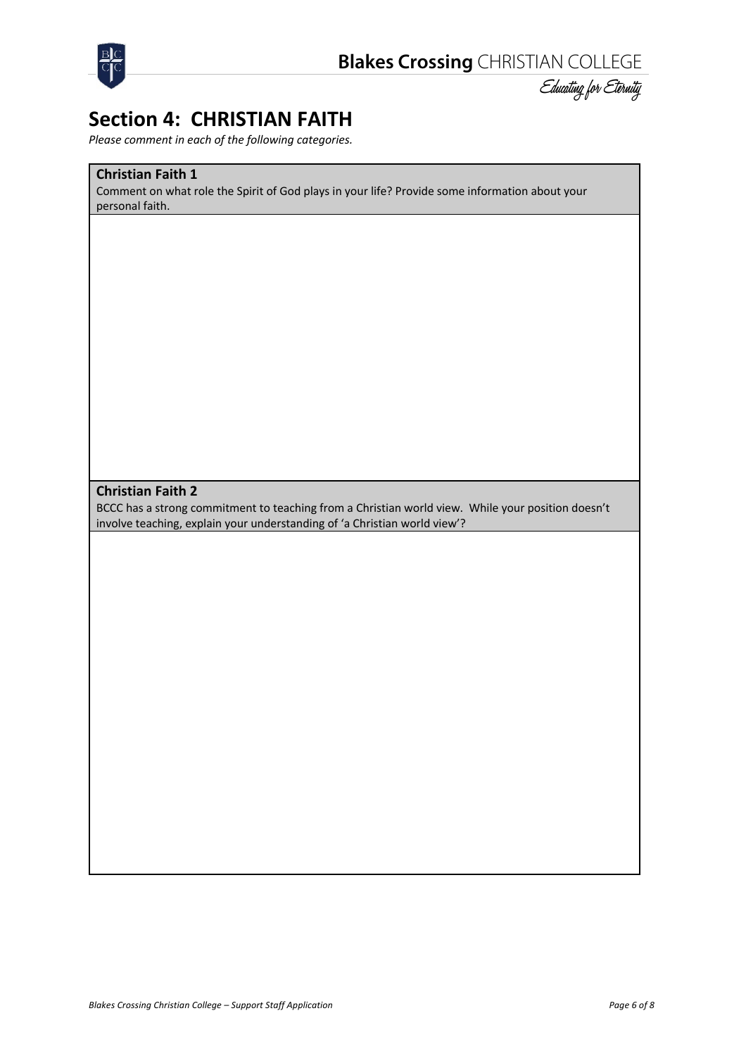# Section 4: CHRISTIAN FAITH

*Please comment in each of the following categories.*

| **Christian Faith 1**<br>Comment on what role the Spirit of God plays in your life? Provide some information about your personal faith. |
| --- |
| |

| **Christian Faith 2**<br>BCCC has a strong commitment to teaching from a Christian world view. While your position doesn't involve teaching, explain your understanding of 'a Christian world view'? |
| --- |
| |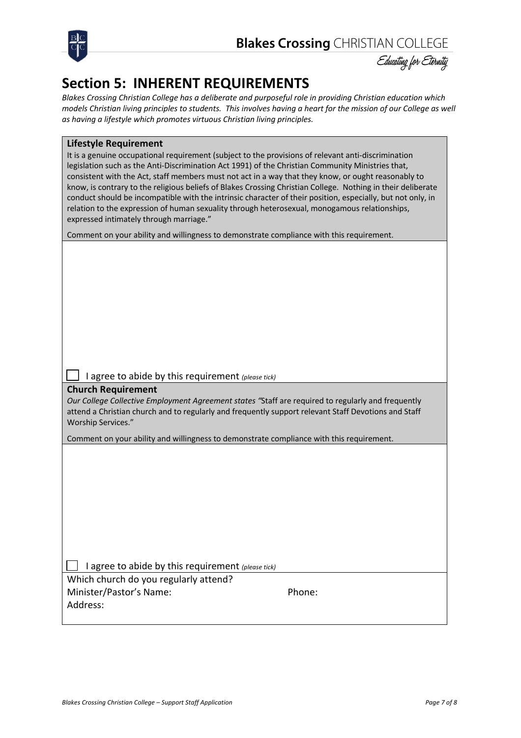# Section 5: INHERENT REQUIREMENTS

*Blakes Crossing Christian College has a deliberate and purposeful role in providing Christian education which models Christian living principles to students. This involves having a heart for the mission of our College as well as having a lifestyle which promotes virtuous Christian living principles.*

**Lifestyle Requirement**

It is a genuine occupational requirement (subject to the provisions of relevant anti-discrimination legislation such as the Anti-Discrimination Act 1991) of the Christian Community Ministries that, consistent with the Act, staff members must not act in a way that they know, or ought reasonably to know, is contrary to the religious beliefs of Blakes Crossing Christian College. Nothing in their deliberate conduct should be incompatible with the intrinsic character of their position, especially, but not only, in relation to the expression of human sexuality through heterosexual, monogamous relationships, expressed intimately through marriage."

Comment on your ability and willingness to demonstrate compliance with this requirement.

☐ I agree to abide by this requirement *(please tick)*

**Church Requirement**

*Our College Collective Employment Agreement states "*Staff are required to regularly and frequently attend a Christian church and to regularly and frequently support relevant Staff Devotions and Staff Worship Services."

Comment on your ability and willingness to demonstrate compliance with this requirement.

☐ I agree to abide by this requirement *(please tick)*

Which church do you regularly attend?

Minister/Pastor's Name: Phone:

Address: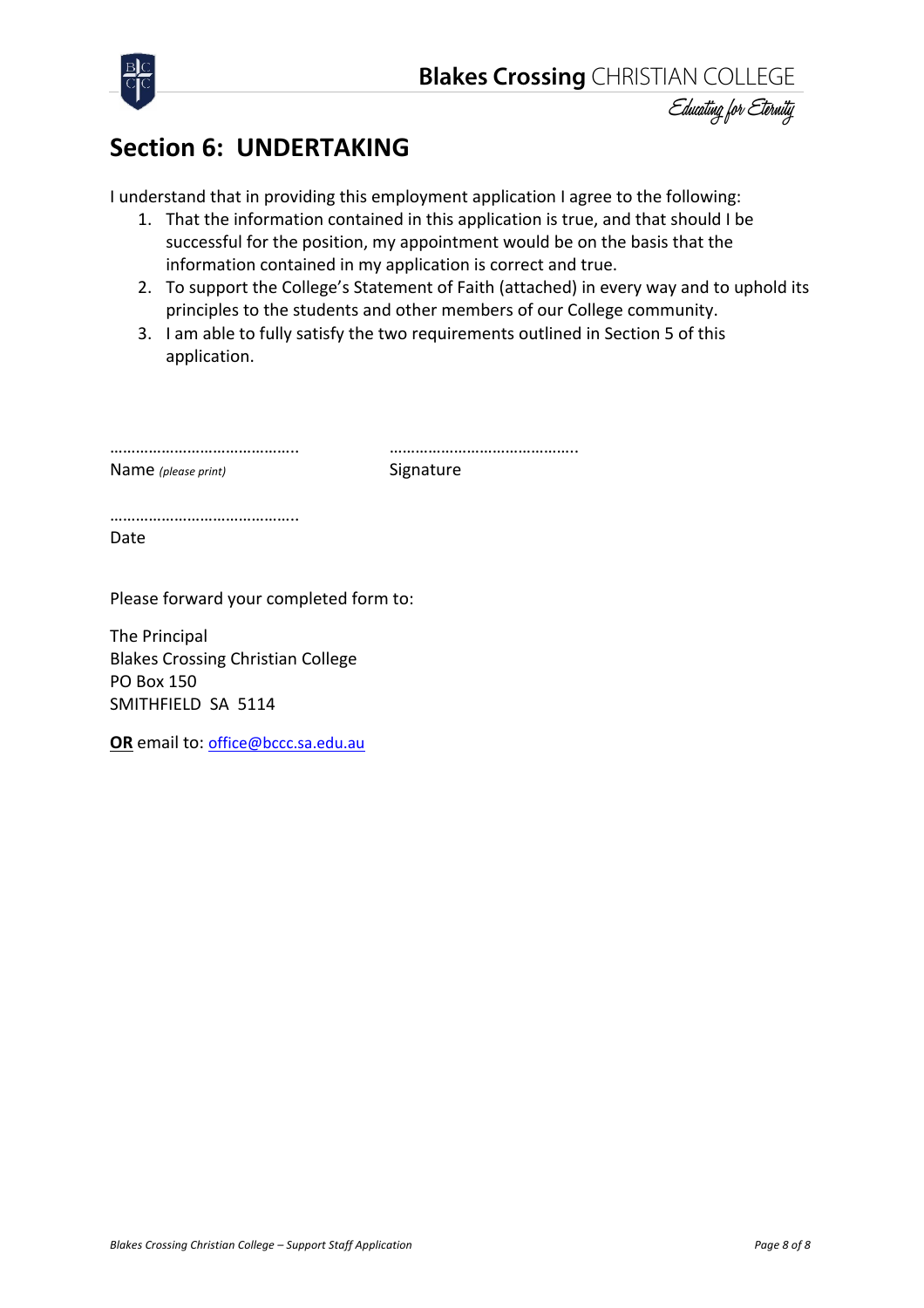## Section 6: UNDERTAKING

I understand that in providing this employment application I agree to the following:

1. That the information contained in this application is true, and that should I be successful for the position, my appointment would be on the basis that the information contained in my application is correct and true.
2. To support the College's Statement of Faith (attached) in every way and to uphold its principles to the students and other members of our College community.
3. I am able to fully satisfy the two requirements outlined in Section 5 of this application.

……………………………………..
Name *(please print)*

……………………………………..
Signature

……………………………………..
Date

Please forward your completed form to:

The Principal
Blakes Crossing Christian College
PO Box 150
SMITHFIELD SA 5114

**OR** email to: office@bccc.sa.edu.au